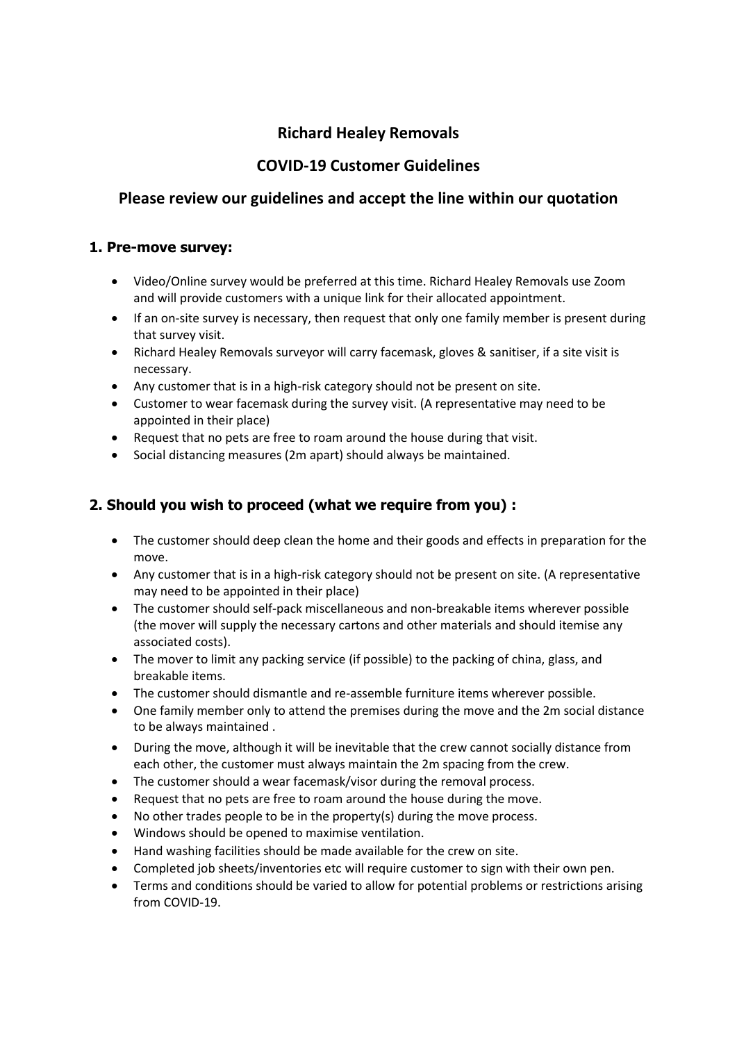# Richard Healey Removals

## COVID-19 Customer Guidelines

## Please review our guidelines and accept the line within our quotation

### 1. Pre-move survey:

- Video/Online survey would be preferred at this time. Richard Healey Removals use Zoom and will provide customers with a unique link for their allocated appointment.
- If an on-site survey is necessary, then request that only one family member is present during that survey visit.
- Richard Healey Removals surveyor will carry facemask, gloves & sanitiser, if a site visit is necessary.
- Any customer that is in a high-risk category should not be present on site.
- Customer to wear facemask during the survey visit. (A representative may need to be appointed in their place)
- Request that no pets are free to roam around the house during that visit.
- Social distancing measures (2m apart) should always be maintained.

### 2. Should you wish to proceed (what we require from you) :

- The customer should deep clean the home and their goods and effects in preparation for the move.
- Any customer that is in a high-risk category should not be present on site. (A representative may need to be appointed in their place)
- The customer should self-pack miscellaneous and non-breakable items wherever possible (the mover will supply the necessary cartons and other materials and should itemise any associated costs).
- The mover to limit any packing service (if possible) to the packing of china, glass, and breakable items.
- The customer should dismantle and re-assemble furniture items wherever possible.
- One family member only to attend the premises during the move and the 2m social distance to be always maintained .
- During the move, although it will be inevitable that the crew cannot socially distance from each other, the customer must always maintain the 2m spacing from the crew.
- The customer should a wear facemask/visor during the removal process.
- Request that no pets are free to roam around the house during the move.
- No other trades people to be in the property(s) during the move process.
- Windows should be opened to maximise ventilation.
- Hand washing facilities should be made available for the crew on site.
- Completed job sheets/inventories etc will require customer to sign with their own pen.
- Terms and conditions should be varied to allow for potential problems or restrictions arising from COVID-19.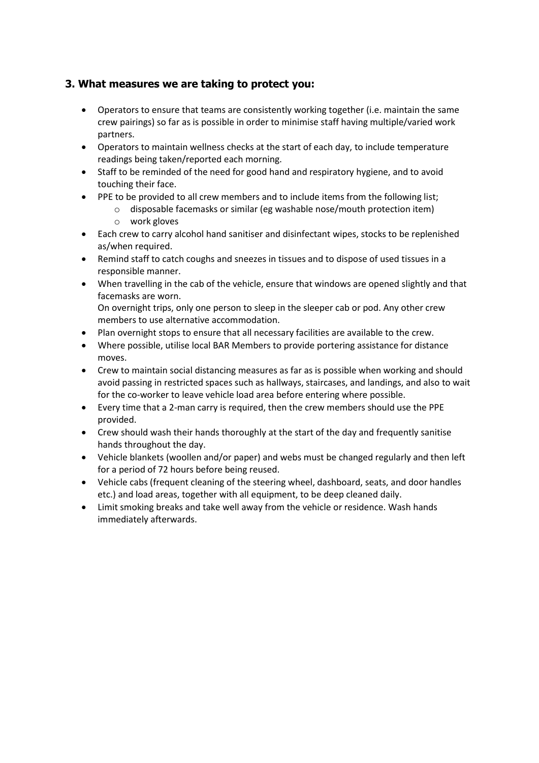### 3. What measures we are taking to protect you:

- Operators to ensure that teams are consistently working together (i.e. maintain the same crew pairings) so far as is possible in order to minimise staff having multiple/varied work partners.
- Operators to maintain wellness checks at the start of each day, to include temperature readings being taken/reported each morning.
- Staff to be reminded of the need for good hand and respiratory hygiene, and to avoid touching their face.
- PPE to be provided to all crew members and to include items from the following list;
  - disposable facemasks or similar (eg washable nose/mouth protection item)
  - work gloves
- Each crew to carry alcohol hand sanitiser and disinfectant wipes, stocks to be replenished as/when required.
- Remind staff to catch coughs and sneezes in tissues and to dispose of used tissues in a responsible manner.
- When travelling in the cab of the vehicle, ensure that windows are opened slightly and that facemasks are worn.
  On overnight trips, only one person to sleep in the sleeper cab or pod. Any other crew members to use alternative accommodation.
- Plan overnight stops to ensure that all necessary facilities are available to the crew.
- Where possible, utilise local BAR Members to provide portering assistance for distance moves.
- Crew to maintain social distancing measures as far as is possible when working and should avoid passing in restricted spaces such as hallways, staircases, and landings, and also to wait for the co-worker to leave vehicle load area before entering where possible.
- Every time that a 2-man carry is required, then the crew members should use the PPE provided.
- Crew should wash their hands thoroughly at the start of the day and frequently sanitise hands throughout the day.
- Vehicle blankets (woollen and/or paper) and webs must be changed regularly and then left for a period of 72 hours before being reused.
- Vehicle cabs (frequent cleaning of the steering wheel, dashboard, seats, and door handles etc.) and load areas, together with all equipment, to be deep cleaned daily.
- Limit smoking breaks and take well away from the vehicle or residence. Wash hands immediately afterwards.